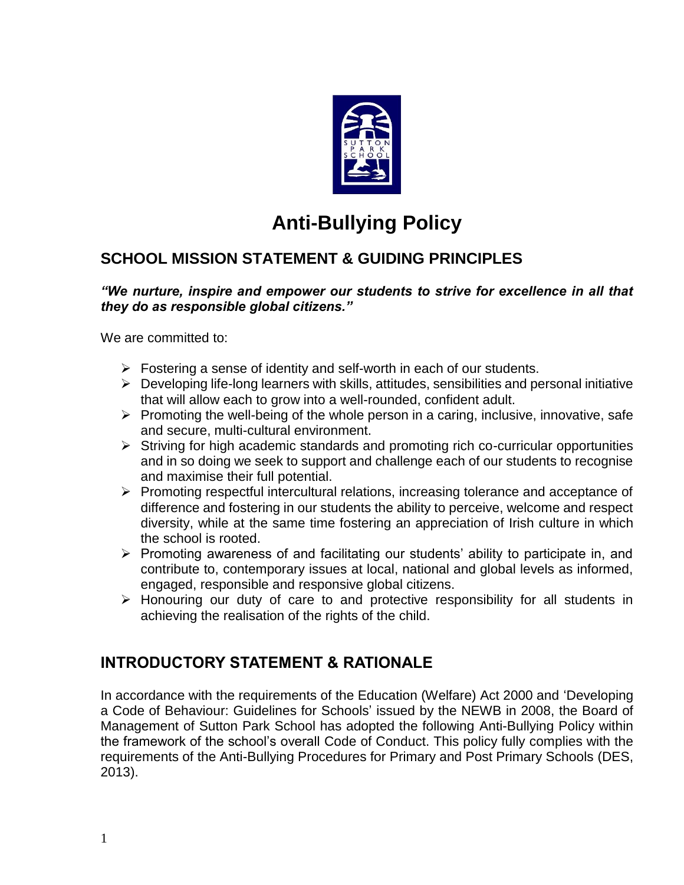# Anti-Bullying Policy

## SCHOOL MISSION STATEMENT & GUIDING PRINCIPLES

***"We nurture, inspire and empower our students to strive for excellence in all that they do as responsible global citizens."***

We are committed to:

- Fostering a sense of identity and self-worth in each of our students.
- Developing life-long learners with skills, attitudes, sensibilities and personal initiative that will allow each to grow into a well-rounded, confident adult.
- Promoting the well-being of the whole person in a caring, inclusive, innovative, safe and secure, multi-cultural environment.
- Striving for high academic standards and promoting rich co-curricular opportunities and in so doing we seek to support and challenge each of our students to recognise and maximise their full potential.
- Promoting respectful intercultural relations, increasing tolerance and acceptance of difference and fostering in our students the ability to perceive, welcome and respect diversity, while at the same time fostering an appreciation of Irish culture in which the school is rooted.
- Promoting awareness of and facilitating our students' ability to participate in, and contribute to, contemporary issues at local, national and global levels as informed, engaged, responsible and responsive global citizens.
- Honouring our duty of care to and protective responsibility for all students in achieving the realisation of the rights of the child.

## INTRODUCTORY STATEMENT & RATIONALE

In accordance with the requirements of the Education (Welfare) Act 2000 and 'Developing a Code of Behaviour: Guidelines for Schools' issued by the NEWB in 2008, the Board of Management of Sutton Park School has adopted the following Anti-Bullying Policy within the framework of the school's overall Code of Conduct. This policy fully complies with the requirements of the Anti-Bullying Procedures for Primary and Post Primary Schools (DES, 2013).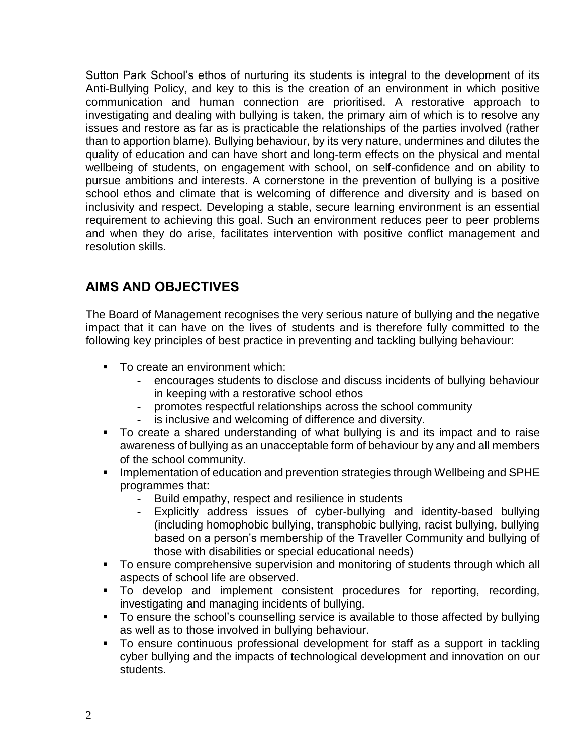Sutton Park School's ethos of nurturing its students is integral to the development of its Anti-Bullying Policy, and key to this is the creation of an environment in which positive communication and human connection are prioritised. A restorative approach to investigating and dealing with bullying is taken, the primary aim of which is to resolve any issues and restore as far as is practicable the relationships of the parties involved (rather than to apportion blame). Bullying behaviour, by its very nature, undermines and dilutes the quality of education and can have short and long-term effects on the physical and mental wellbeing of students, on engagement with school, on self-confidence and on ability to pursue ambitions and interests. A cornerstone in the prevention of bullying is a positive school ethos and climate that is welcoming of difference and diversity and is based on inclusivity and respect. Developing a stable, secure learning environment is an essential requirement to achieving this goal. Such an environment reduces peer to peer problems and when they do arise, facilitates intervention with positive conflict management and resolution skills.

## AIMS AND OBJECTIVES

The Board of Management recognises the very serious nature of bullying and the negative impact that it can have on the lives of students and is therefore fully committed to the following key principles of best practice in preventing and tackling bullying behaviour:

- To create an environment which:
  - encourages students to disclose and discuss incidents of bullying behaviour in keeping with a restorative school ethos
  - promotes respectful relationships across the school community
  - is inclusive and welcoming of difference and diversity.
- To create a shared understanding of what bullying is and its impact and to raise awareness of bullying as an unacceptable form of behaviour by any and all members of the school community.
- Implementation of education and prevention strategies through Wellbeing and SPHE programmes that:
  - Build empathy, respect and resilience in students
  - Explicitly address issues of cyber-bullying and identity-based bullying (including homophobic bullying, transphobic bullying, racist bullying, bullying based on a person's membership of the Traveller Community and bullying of those with disabilities or special educational needs)
- To ensure comprehensive supervision and monitoring of students through which all aspects of school life are observed.
- To develop and implement consistent procedures for reporting, recording, investigating and managing incidents of bullying.
- To ensure the school's counselling service is available to those affected by bullying as well as to those involved in bullying behaviour.
- To ensure continuous professional development for staff as a support in tackling cyber bullying and the impacts of technological development and innovation on our students.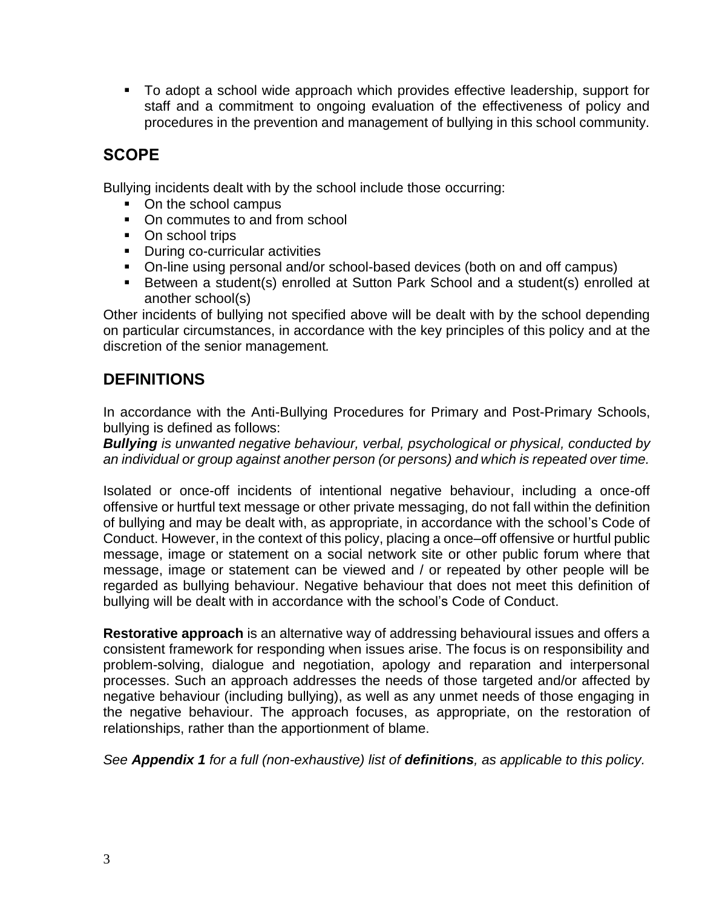- To adopt a school wide approach which provides effective leadership, support for staff and a commitment to ongoing evaluation of the effectiveness of policy and procedures in the prevention and management of bullying in this school community.

## SCOPE

Bullying incidents dealt with by the school include those occurring:

- On the school campus
- On commutes to and from school
- On school trips
- During co-curricular activities
- On-line using personal and/or school-based devices (both on and off campus)
- Between a student(s) enrolled at Sutton Park School and a student(s) enrolled at another school(s)

Other incidents of bullying not specified above will be dealt with by the school depending on particular circumstances, in accordance with the key principles of this policy and at the discretion of the senior management.

## DEFINITIONS

In accordance with the Anti-Bullying Procedures for Primary and Post-Primary Schools, bullying is defined as follows:

***Bullying*** *is unwanted negative behaviour, verbal, psychological or physical, conducted by an individual or group against another person (or persons) and which is repeated over time.*

Isolated or once-off incidents of intentional negative behaviour, including a once-off offensive or hurtful text message or other private messaging, do not fall within the definition of bullying and may be dealt with, as appropriate, in accordance with the school's Code of Conduct. However, in the context of this policy, placing a once–off offensive or hurtful public message, image or statement on a social network site or other public forum where that message, image or statement can be viewed and / or repeated by other people will be regarded as bullying behaviour. Negative behaviour that does not meet this definition of bullying will be dealt with in accordance with the school's Code of Conduct.

**Restorative approach** is an alternative way of addressing behavioural issues and offers a consistent framework for responding when issues arise. The focus is on responsibility and problem-solving, dialogue and negotiation, apology and reparation and interpersonal processes. Such an approach addresses the needs of those targeted and/or affected by negative behaviour (including bullying), as well as any unmet needs of those engaging in the negative behaviour. The approach focuses, as appropriate, on the restoration of relationships, rather than the apportionment of blame.

*See **Appendix 1** for a full (non-exhaustive) list of **definitions**, as applicable to this policy.*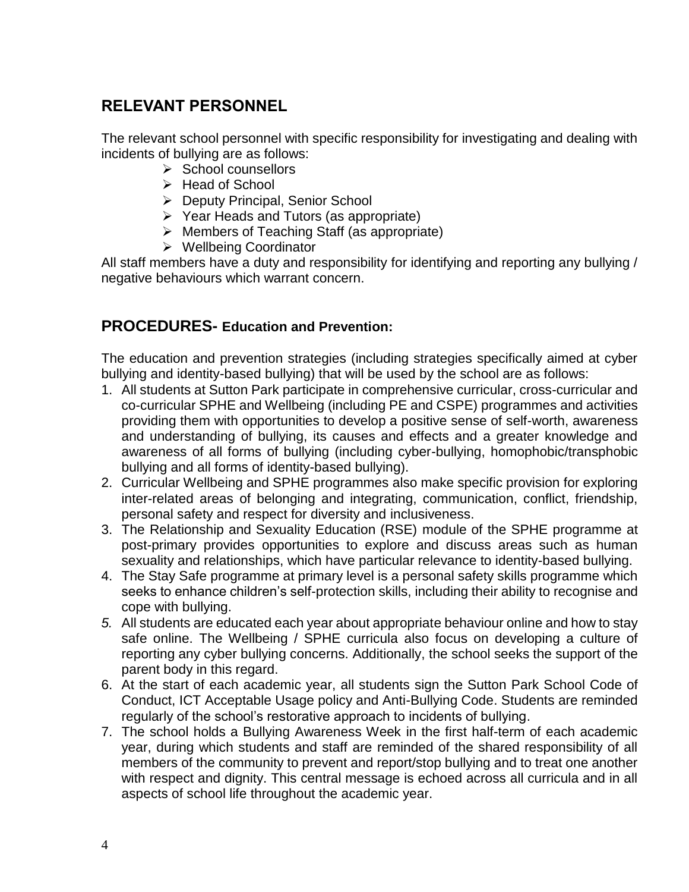## RELEVANT PERSONNEL

The relevant school personnel with specific responsibility for investigating and dealing with incidents of bullying are as follows:

- School counsellors
- Head of School
- Deputy Principal, Senior School
- Year Heads and Tutors (as appropriate)
- Members of Teaching Staff (as appropriate)
- Wellbeing Coordinator

All staff members have a duty and responsibility for identifying and reporting any bullying / negative behaviours which warrant concern.

## PROCEDURES- Education and Prevention:

The education and prevention strategies (including strategies specifically aimed at cyber bullying and identity-based bullying) that will be used by the school are as follows:

1. All students at Sutton Park participate in comprehensive curricular, cross-curricular and co-curricular SPHE and Wellbeing (including PE and CSPE) programmes and activities providing them with opportunities to develop a positive sense of self-worth, awareness and understanding of bullying, its causes and effects and a greater knowledge and awareness of all forms of bullying (including cyber-bullying, homophobic/transphobic bullying and all forms of identity-based bullying).
2. Curricular Wellbeing and SPHE programmes also make specific provision for exploring inter-related areas of belonging and integrating, communication, conflict, friendship, personal safety and respect for diversity and inclusiveness.
3. The Relationship and Sexuality Education (RSE) module of the SPHE programme at post-primary provides opportunities to explore and discuss areas such as human sexuality and relationships, which have particular relevance to identity-based bullying.
4. The Stay Safe programme at primary level is a personal safety skills programme which seeks to enhance children's self-protection skills, including their ability to recognise and cope with bullying.
5. All students are educated each year about appropriate behaviour online and how to stay safe online. The Wellbeing / SPHE curricula also focus on developing a culture of reporting any cyber bullying concerns. Additionally, the school seeks the support of the parent body in this regard.
6. At the start of each academic year, all students sign the Sutton Park School Code of Conduct, ICT Acceptable Usage policy and Anti-Bullying Code. Students are reminded regularly of the school's restorative approach to incidents of bullying.
7. The school holds a Bullying Awareness Week in the first half-term of each academic year, during which students and staff are reminded of the shared responsibility of all members of the community to prevent and report/stop bullying and to treat one another with respect and dignity. This central message is echoed across all curricula and in all aspects of school life throughout the academic year.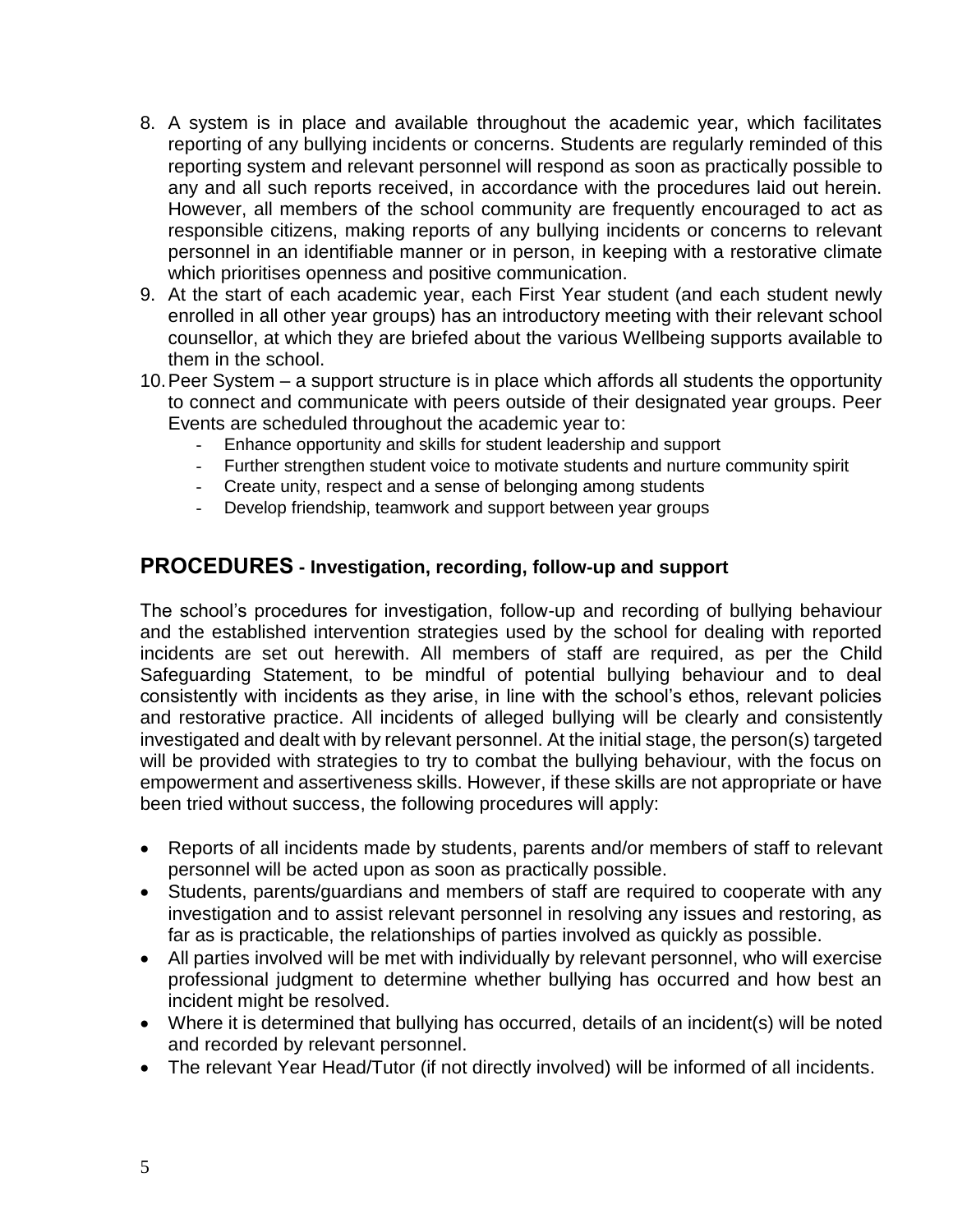8. A system is in place and available throughout the academic year, which facilitates reporting of any bullying incidents or concerns. Students are regularly reminded of this reporting system and relevant personnel will respond as soon as practically possible to any and all such reports received, in accordance with the procedures laid out herein. However, all members of the school community are frequently encouraged to act as responsible citizens, making reports of any bullying incidents or concerns to relevant personnel in an identifiable manner or in person, in keeping with a restorative climate which prioritises openness and positive communication.
9. At the start of each academic year, each First Year student (and each student newly enrolled in all other year groups) has an introductory meeting with their relevant school counsellor, at which they are briefed about the various Wellbeing supports available to them in the school.
10. Peer System – a support structure is in place which affords all students the opportunity to connect and communicate with peers outside of their designated year groups. Peer Events are scheduled throughout the academic year to:
    - Enhance opportunity and skills for student leadership and support
    - Further strengthen student voice to motivate students and nurture community spirit
    - Create unity, respect and a sense of belonging among students
    - Develop friendship, teamwork and support between year groups

## PROCEDURES - Investigation, recording, follow-up and support

The school's procedures for investigation, follow-up and recording of bullying behaviour and the established intervention strategies used by the school for dealing with reported incidents are set out herewith. All members of staff are required, as per the Child Safeguarding Statement, to be mindful of potential bullying behaviour and to deal consistently with incidents as they arise, in line with the school's ethos, relevant policies and restorative practice. All incidents of alleged bullying will be clearly and consistently investigated and dealt with by relevant personnel. At the initial stage, the person(s) targeted will be provided with strategies to try to combat the bullying behaviour, with the focus on empowerment and assertiveness skills. However, if these skills are not appropriate or have been tried without success, the following procedures will apply:

- Reports of all incidents made by students, parents and/or members of staff to relevant personnel will be acted upon as soon as practically possible.
- Students, parents/guardians and members of staff are required to cooperate with any investigation and to assist relevant personnel in resolving any issues and restoring, as far as is practicable, the relationships of parties involved as quickly as possible.
- All parties involved will be met with individually by relevant personnel, who will exercise professional judgment to determine whether bullying has occurred and how best an incident might be resolved.
- Where it is determined that bullying has occurred, details of an incident(s) will be noted and recorded by relevant personnel.
- The relevant Year Head/Tutor (if not directly involved) will be informed of all incidents.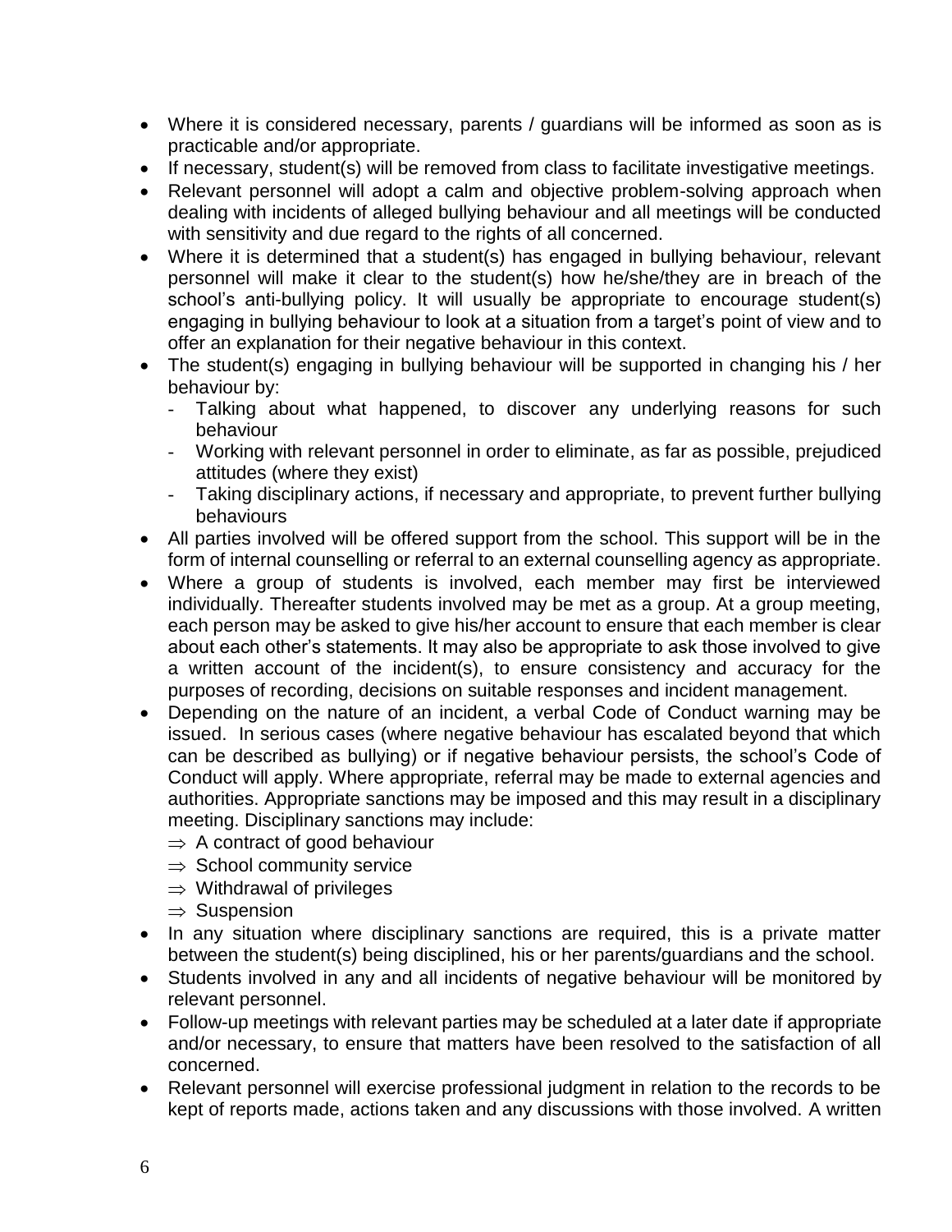- Where it is considered necessary, parents / guardians will be informed as soon as is practicable and/or appropriate.
- If necessary, student(s) will be removed from class to facilitate investigative meetings.
- Relevant personnel will adopt a calm and objective problem-solving approach when dealing with incidents of alleged bullying behaviour and all meetings will be conducted with sensitivity and due regard to the rights of all concerned.
- Where it is determined that a student(s) has engaged in bullying behaviour, relevant personnel will make it clear to the student(s) how he/she/they are in breach of the school's anti-bullying policy. It will usually be appropriate to encourage student(s) engaging in bullying behaviour to look at a situation from a target's point of view and to offer an explanation for their negative behaviour in this context.
- The student(s) engaging in bullying behaviour will be supported in changing his / her behaviour by:
  - Talking about what happened, to discover any underlying reasons for such behaviour
  - Working with relevant personnel in order to eliminate, as far as possible, prejudiced attitudes (where they exist)
  - Taking disciplinary actions, if necessary and appropriate, to prevent further bullying behaviours
- All parties involved will be offered support from the school. This support will be in the form of internal counselling or referral to an external counselling agency as appropriate.
- Where a group of students is involved, each member may first be interviewed individually. Thereafter students involved may be met as a group. At a group meeting, each person may be asked to give his/her account to ensure that each member is clear about each other's statements. It may also be appropriate to ask those involved to give a written account of the incident(s), to ensure consistency and accuracy for the purposes of recording, decisions on suitable responses and incident management.
- Depending on the nature of an incident, a verbal Code of Conduct warning may be issued. In serious cases (where negative behaviour has escalated beyond that which can be described as bullying) or if negative behaviour persists, the school's Code of Conduct will apply. Where appropriate, referral may be made to external agencies and authorities. Appropriate sanctions may be imposed and this may result in a disciplinary meeting. Disciplinary sanctions may include:
  - ⇒ A contract of good behaviour
  - ⇒ School community service
  - ⇒ Withdrawal of privileges
  - ⇒ Suspension
- In any situation where disciplinary sanctions are required, this is a private matter between the student(s) being disciplined, his or her parents/guardians and the school.
- Students involved in any and all incidents of negative behaviour will be monitored by relevant personnel.
- Follow-up meetings with relevant parties may be scheduled at a later date if appropriate and/or necessary, to ensure that matters have been resolved to the satisfaction of all concerned.
- Relevant personnel will exercise professional judgment in relation to the records to be kept of reports made, actions taken and any discussions with those involved. A written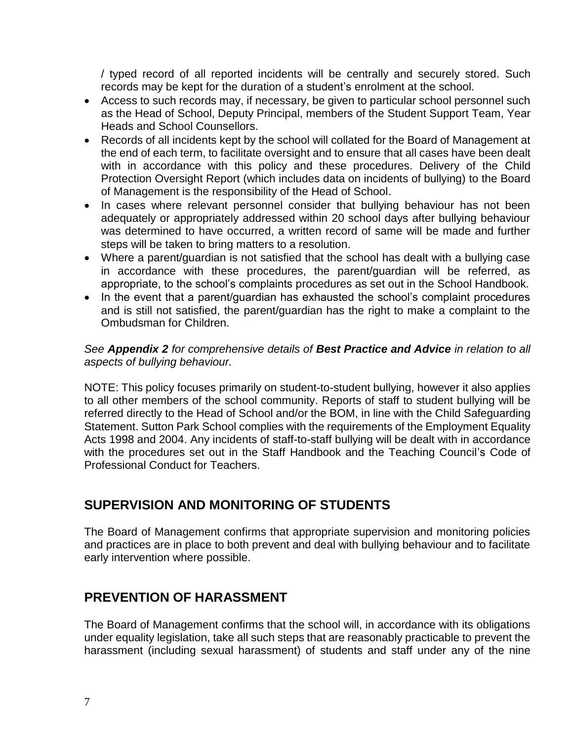/ typed record of all reported incidents will be centrally and securely stored. Such records may be kept for the duration of a student's enrolment at the school.

- Access to such records may, if necessary, be given to particular school personnel such as the Head of School, Deputy Principal, members of the Student Support Team, Year Heads and School Counsellors.
- Records of all incidents kept by the school will collated for the Board of Management at the end of each term, to facilitate oversight and to ensure that all cases have been dealt with in accordance with this policy and these procedures. Delivery of the Child Protection Oversight Report (which includes data on incidents of bullying) to the Board of Management is the responsibility of the Head of School.
- In cases where relevant personnel consider that bullying behaviour has not been adequately or appropriately addressed within 20 school days after bullying behaviour was determined to have occurred, a written record of same will be made and further steps will be taken to bring matters to a resolution.
- Where a parent/guardian is not satisfied that the school has dealt with a bullying case in accordance with these procedures, the parent/guardian will be referred, as appropriate, to the school's complaints procedures as set out in the School Handbook.
- In the event that a parent/guardian has exhausted the school's complaint procedures and is still not satisfied, the parent/guardian has the right to make a complaint to the Ombudsman for Children.

*See **Appendix 2** for comprehensive details of **Best Practice and Advice** in relation to all aspects of bullying behaviour.*

NOTE: This policy focuses primarily on student-to-student bullying, however it also applies to all other members of the school community. Reports of staff to student bullying will be referred directly to the Head of School and/or the BOM, in line with the Child Safeguarding Statement. Sutton Park School complies with the requirements of the Employment Equality Acts 1998 and 2004. Any incidents of staff-to-staff bullying will be dealt with in accordance with the procedures set out in the Staff Handbook and the Teaching Council's Code of Professional Conduct for Teachers.

## SUPERVISION AND MONITORING OF STUDENTS

The Board of Management confirms that appropriate supervision and monitoring policies and practices are in place to both prevent and deal with bullying behaviour and to facilitate early intervention where possible.

## PREVENTION OF HARASSMENT

The Board of Management confirms that the school will, in accordance with its obligations under equality legislation, take all such steps that are reasonably practicable to prevent the harassment (including sexual harassment) of students and staff under any of the nine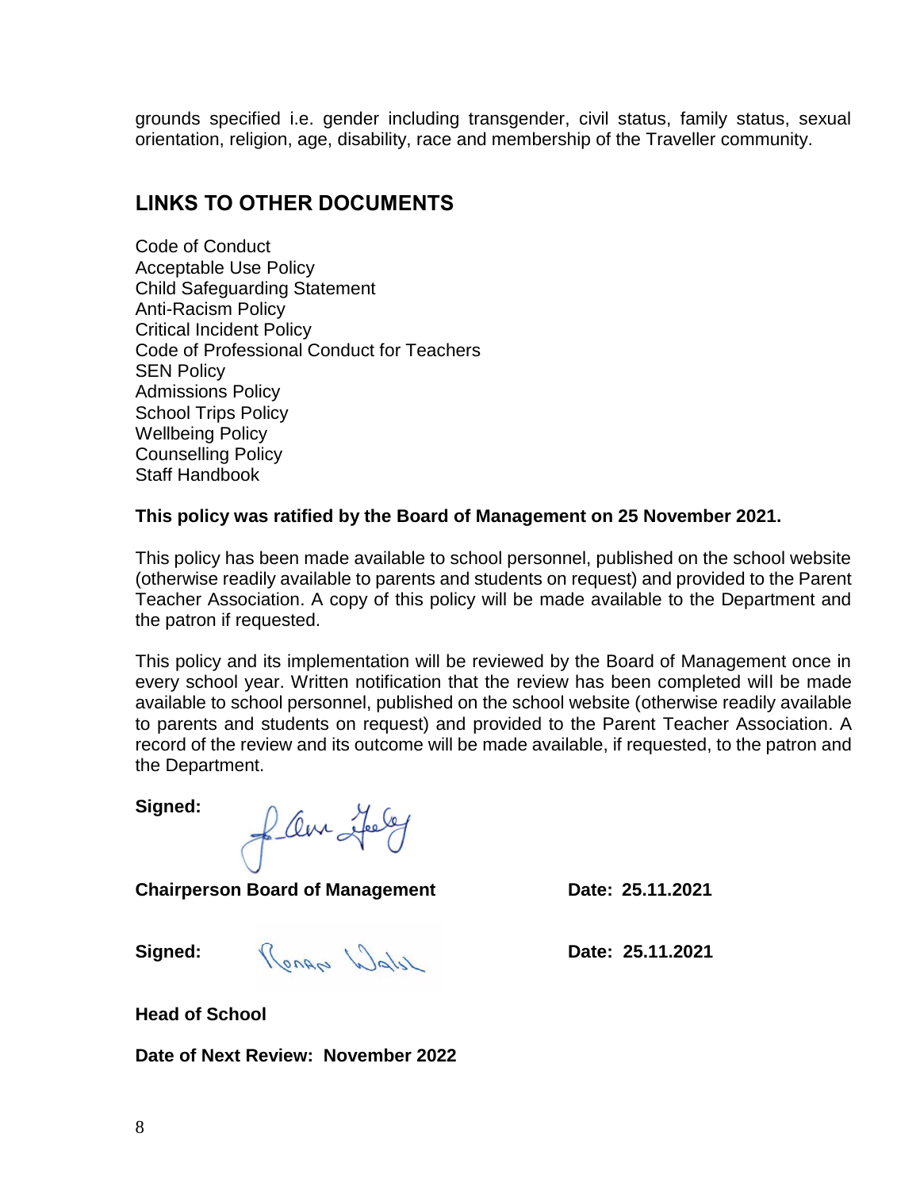grounds specified i.e. gender including transgender, civil status, family status, sexual orientation, religion, age, disability, race and membership of the Traveller community.

## LINKS TO OTHER DOCUMENTS

Code of Conduct
Acceptable Use Policy
Child Safeguarding Statement
Anti-Racism Policy
Critical Incident Policy
Code of Professional Conduct for Teachers
SEN Policy
Admissions Policy
School Trips Policy
Wellbeing Policy
Counselling Policy
Staff Handbook

**This policy was ratified by the Board of Management on 25 November 2021.**

This policy has been made available to school personnel, published on the school website (otherwise readily available to parents and students on request) and provided to the Parent Teacher Association. A copy of this policy will be made available to the Department and the patron if requested.

This policy and its implementation will be reviewed by the Board of Management once in every school year. Written notification that the review has been completed will be made available to school personnel, published on the school website (otherwise readily available to parents and students on request) and provided to the Parent Teacher Association. A record of the review and its outcome will be made available, if requested, to the patron and the Department.

**Signed:**

**Chairperson Board of Management** **Date: 25.11.2021**

**Signed:** **Date: 25.11.2021**

**Head of School**

**Date of Next Review: November 2022**